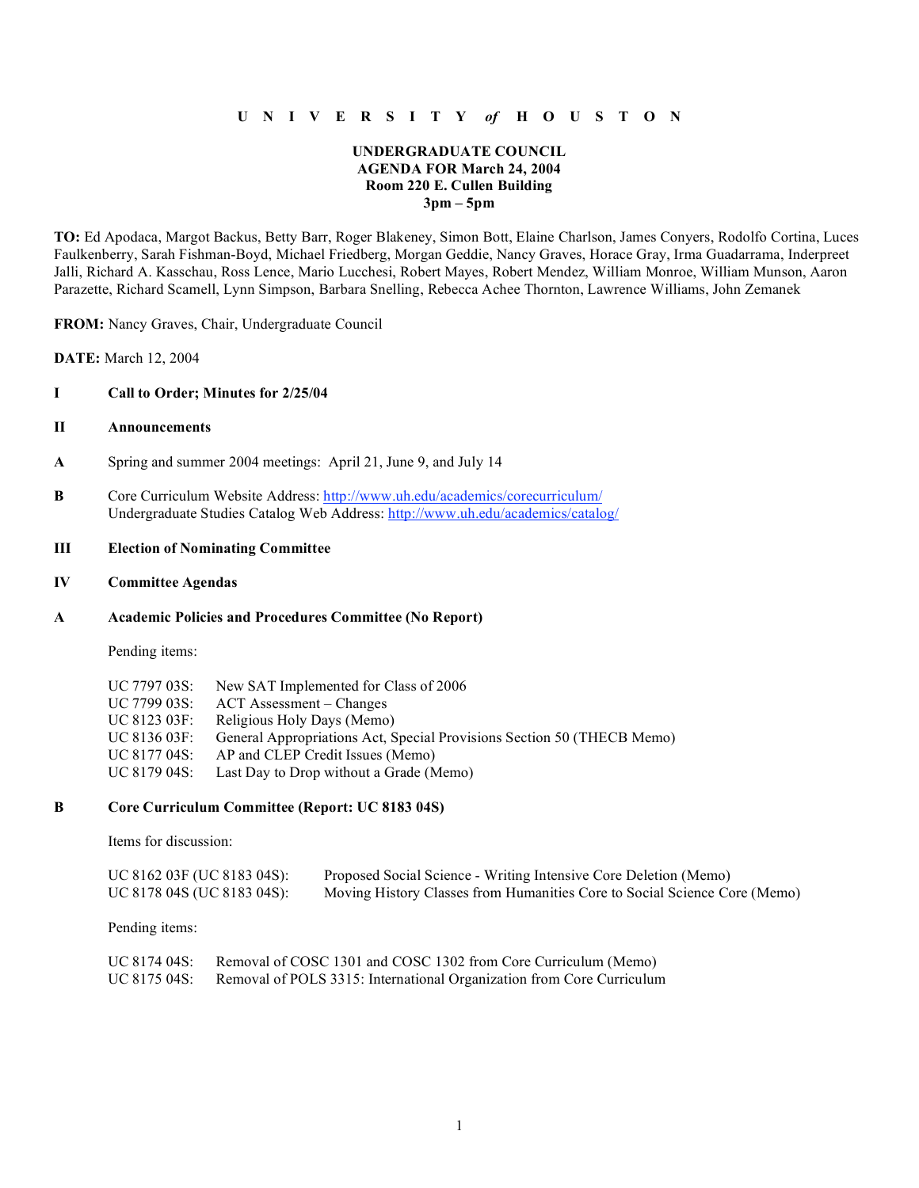**U N I V E R S I T Y *of* H O U S T O N**

**UNDERGRADUATE COUNCIL**
**AGENDA FOR March 24, 2004**
**Room 220 E. Cullen Building**
**3pm – 5pm**

**TO:** Ed Apodaca, Margot Backus, Betty Barr, Roger Blakeney, Simon Bott, Elaine Charlson, James Conyers, Rodolfo Cortina, Luces Faulkenberry, Sarah Fishman-Boyd, Michael Friedberg, Morgan Geddie, Nancy Graves, Horace Gray, Irma Guadarrama, Inderpreet Jalli, Richard A. Kasschau, Ross Lence, Mario Lucchesi, Robert Mayes, Robert Mendez, William Monroe, William Munson, Aaron Parazette, Richard Scamell, Lynn Simpson, Barbara Snelling, Rebecca Achee Thornton, Lawrence Williams, John Zemanek

**FROM:** Nancy Graves, Chair, Undergraduate Council

**DATE:** March 12, 2004

**I Call to Order; Minutes for 2/25/04**

**II Announcements**

**A** Spring and summer 2004 meetings: April 21, June 9, and July 14

**B** Core Curriculum Website Address: http://www.uh.edu/academics/corecurriculum/
Undergraduate Studies Catalog Web Address: http://www.uh.edu/academics/catalog/

**III Election of Nominating Committee**

**IV Committee Agendas**

**A Academic Policies and Procedures Committee (No Report)**

Pending items:

UC 7797 03S: New SAT Implemented for Class of 2006
UC 7799 03S: ACT Assessment – Changes
UC 8123 03F: Religious Holy Days (Memo)
UC 8136 03F: General Appropriations Act, Special Provisions Section 50 (THECB Memo)
UC 8177 04S: AP and CLEP Credit Issues (Memo)
UC 8179 04S: Last Day to Drop without a Grade (Memo)

**B Core Curriculum Committee (Report: UC 8183 04S)**

Items for discussion:

UC 8162 03F (UC 8183 04S): Proposed Social Science - Writing Intensive Core Deletion (Memo)
UC 8178 04S (UC 8183 04S): Moving History Classes from Humanities Core to Social Science Core (Memo)

Pending items:

UC 8174 04S: Removal of COSC 1301 and COSC 1302 from Core Curriculum (Memo)
UC 8175 04S: Removal of POLS 3315: International Organization from Core Curriculum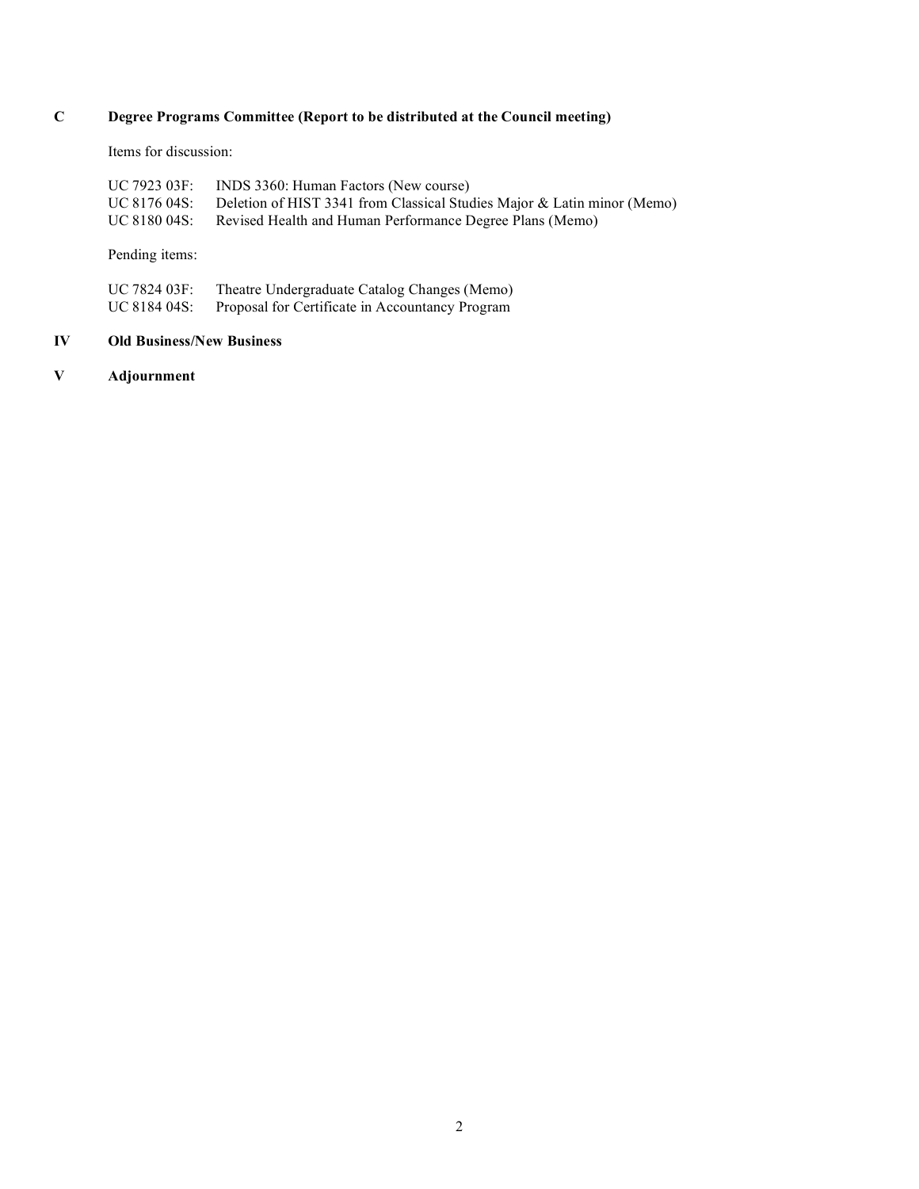**C Degree Programs Committee (Report to be distributed at the Council meeting)**

Items for discussion:

UC 7923 03F: INDS 3360: Human Factors (New course)
UC 8176 04S: Deletion of HIST 3341 from Classical Studies Major & Latin minor (Memo)
UC 8180 04S: Revised Health and Human Performance Degree Plans (Memo)

Pending items:

UC 7824 03F: Theatre Undergraduate Catalog Changes (Memo)
UC 8184 04S: Proposal for Certificate in Accountancy Program

**IV Old Business/New Business**

**V Adjournment**